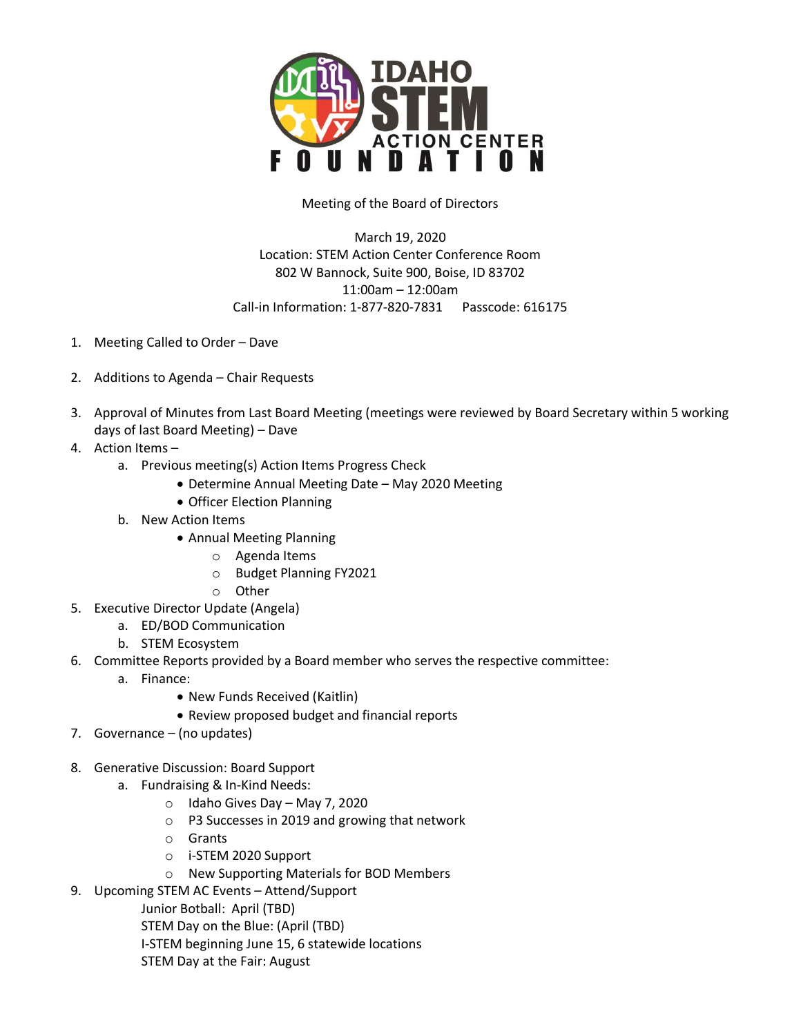# IDAHO STEM ACTION CENTER FOUNDATION

Meeting of the Board of Directors

March 19, 2020
Location: STEM Action Center Conference Room
802 W Bannock, Suite 900, Boise, ID 83702
11:00am – 12:00am
Call-in Information: 1-877-820-7831 Passcode: 616175

1. Meeting Called to Order – Dave
2. Additions to Agenda – Chair Requests
3. Approval of Minutes from Last Board Meeting (meetings were reviewed by Board Secretary within 5 working days of last Board Meeting) – Dave
4. Action Items –
   a. Previous meeting(s) Action Items Progress Check
      - Determine Annual Meeting Date – May 2020 Meeting
      - Officer Election Planning
   b. New Action Items
      - Annual Meeting Planning
         - Agenda Items
         - Budget Planning FY2021
         - Other
5. Executive Director Update (Angela)
   a. ED/BOD Communication
   b. STEM Ecosystem
6. Committee Reports provided by a Board member who serves the respective committee:
   a. Finance:
      - New Funds Received (Kaitlin)
      - Review proposed budget and financial reports
7. Governance – (no updates)
8. Generative Discussion: Board Support
   a. Fundraising & In-Kind Needs:
      - Idaho Gives Day – May 7, 2020
      - P3 Successes in 2019 and growing that network
      - Grants
      - i-STEM 2020 Support
      - New Supporting Materials for BOD Members
9. Upcoming STEM AC Events – Attend/Support

   Junior Botball: April (TBD)
   STEM Day on the Blue: (April (TBD)
   I-STEM beginning June 15, 6 statewide locations
   STEM Day at the Fair: August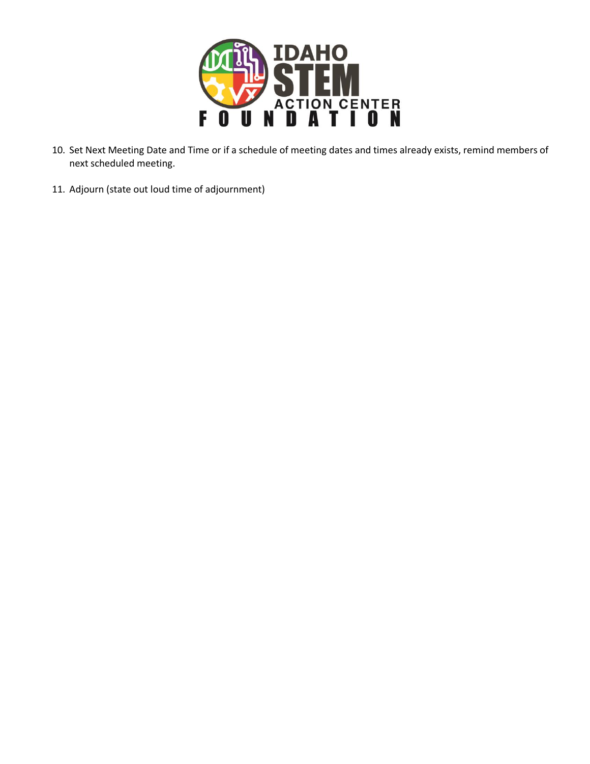10. Set Next Meeting Date and Time or if a schedule of meeting dates and times already exists, remind members of next scheduled meeting.

11. Adjourn (state out loud time of adjournment)